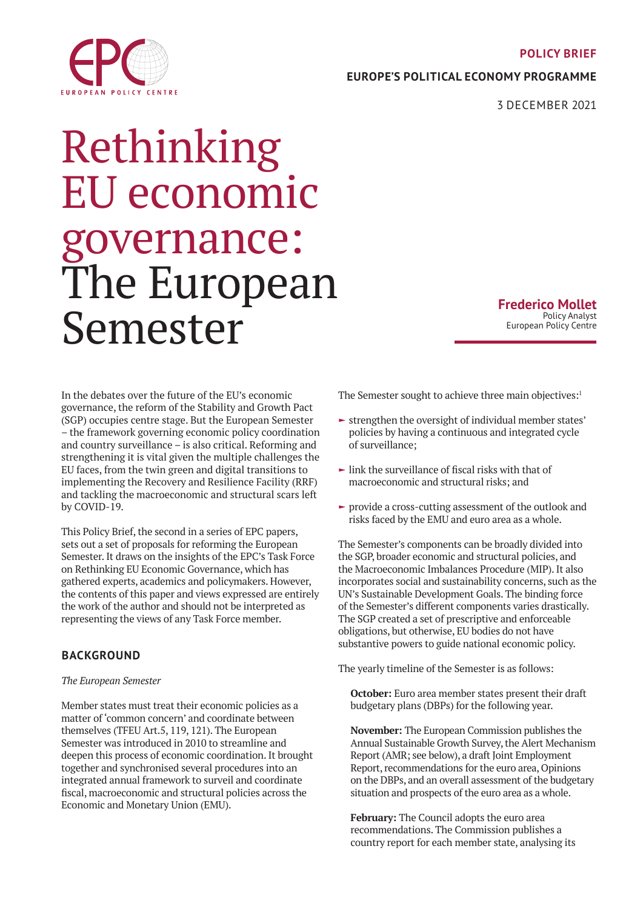**POLICY BRIEF**

**EUROPE'S POLITICAL ECONOMY PROGRAMME**

3 DECEMBER 2021

# Rethinking EU economic governance: The European Semester

**Frederico Mollet**
Policy Analyst
European Policy Centre

In the debates over the future of the EU's economic governance, the reform of the Stability and Growth Pact (SGP) occupies centre stage. But the European Semester – the framework governing economic policy coordination and country surveillance – is also critical. Reforming and strengthening it is vital given the multiple challenges the EU faces, from the twin green and digital transitions to implementing the Recovery and Resilience Facility (RRF) and tackling the macroeconomic and structural scars left by COVID-19.

This Policy Brief, the second in a series of EPC papers, sets out a set of proposals for reforming the European Semester. It draws on the insights of the EPC's Task Force on Rethinking EU Economic Governance, which has gathered experts, academics and policymakers. However, the contents of this paper and views expressed are entirely the work of the author and should not be interpreted as representing the views of any Task Force member.

## BACKGROUND

*The European Semester*

Member states must treat their economic policies as a matter of 'common concern' and coordinate between themselves (TFEU Art.5, 119, 121). The European Semester was introduced in 2010 to streamline and deepen this process of economic coordination. It brought together and synchronised several procedures into an integrated annual framework to surveil and coordinate fiscal, macroeconomic and structural policies across the Economic and Monetary Union (EMU).

The Semester sought to achieve three main objectives:[1]

- strengthen the oversight of individual member states' policies by having a continuous and integrated cycle of surveillance;
- link the surveillance of fiscal risks with that of macroeconomic and structural risks; and
- provide a cross-cutting assessment of the outlook and risks faced by the EMU and euro area as a whole.

The Semester's components can be broadly divided into the SGP, broader economic and structural policies, and the Macroeconomic Imbalances Procedure (MIP). It also incorporates social and sustainability concerns, such as the UN's Sustainable Development Goals. The binding force of the Semester's different components varies drastically. The SGP created a set of prescriptive and enforceable obligations, but otherwise, EU bodies do not have substantive powers to guide national economic policy.

The yearly timeline of the Semester is as follows:

**October:** Euro area member states present their draft budgetary plans (DBPs) for the following year.

**November:** The European Commission publishes the Annual Sustainable Growth Survey, the Alert Mechanism Report (AMR; see below), a draft Joint Employment Report, recommendations for the euro area, Opinions on the DBPs, and an overall assessment of the budgetary situation and prospects of the euro area as a whole.

**February:** The Council adopts the euro area recommendations. The Commission publishes a country report for each member state, analysing its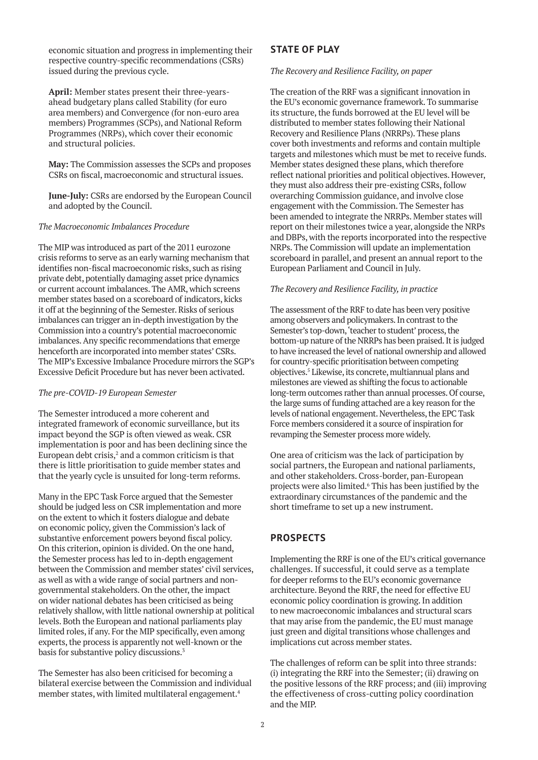economic situation and progress in implementing their respective country-specific recommendations (CSRs) issued during the previous cycle.

**April:** Member states present their three-years-ahead budgetary plans called Stability (for euro area members) and Convergence (for non-euro area members) Programmes (SCPs), and National Reform Programmes (NRPs), which cover their economic and structural policies.

**May:** The Commission assesses the SCPs and proposes CSRs on fiscal, macroeconomic and structural issues.

**June-July:** CSRs are endorsed by the European Council and adopted by the Council.

*The Macroeconomic Imbalances Procedure*

The MIP was introduced as part of the 2011 eurozone crisis reforms to serve as an early warning mechanism that identifies non-fiscal macroeconomic risks, such as rising private debt, potentially damaging asset price dynamics or current account imbalances. The AMR, which screens member states based on a scoreboard of indicators, kicks it off at the beginning of the Semester. Risks of serious imbalances can trigger an in-depth investigation by the Commission into a country's potential macroeconomic imbalances. Any specific recommendations that emerge henceforth are incorporated into member states' CSRs. The MIP's Excessive Imbalance Procedure mirrors the SGP's Excessive Deficit Procedure but has never been activated.

*The pre-COVID-19 European Semester*

The Semester introduced a more coherent and integrated framework of economic surveillance, but its impact beyond the SGP is often viewed as weak. CSR implementation is poor and has been declining since the European debt crisis,[2] and a common criticism is that there is little prioritisation to guide member states and that the yearly cycle is unsuited for long-term reforms.

Many in the EPC Task Force argued that the Semester should be judged less on CSR implementation and more on the extent to which it fosters dialogue and debate on economic policy, given the Commission's lack of substantive enforcement powers beyond fiscal policy. On this criterion, opinion is divided. On the one hand, the Semester process has led to in-depth engagement between the Commission and member states' civil services, as well as with a wide range of social partners and non-governmental stakeholders. On the other, the impact on wider national debates has been criticised as being relatively shallow, with little national ownership at political levels. Both the European and national parliaments play limited roles, if any. For the MIP specifically, even among experts, the process is apparently not well-known or the basis for substantive policy discussions.[3]

The Semester has also been criticised for becoming a bilateral exercise between the Commission and individual member states, with limited multilateral engagement.[4]

## STATE OF PLAY

*The Recovery and Resilience Facility, on paper*

The creation of the RRF was a significant innovation in the EU's economic governance framework. To summarise its structure, the funds borrowed at the EU level will be distributed to member states following their National Recovery and Resilience Plans (NRRPs). These plans cover both investments and reforms and contain multiple targets and milestones which must be met to receive funds. Member states designed these plans, which therefore reflect national priorities and political objectives. However, they must also address their pre-existing CSRs, follow overarching Commission guidance, and involve close engagement with the Commission. The Semester has been amended to integrate the NRRPs. Member states will report on their milestones twice a year, alongside the NRPs and DBPs, with the reports incorporated into the respective NRPs. The Commission will update an implementation scoreboard in parallel, and present an annual report to the European Parliament and Council in July.

*The Recovery and Resilience Facility, in practice*

The assessment of the RRF to date has been very positive among observers and policymakers. In contrast to the Semester's top-down, 'teacher to student' process, the bottom-up nature of the NRRPs has been praised. It is judged to have increased the level of national ownership and allowed for country-specific prioritisation between competing objectives.[5] Likewise, its concrete, multiannual plans and milestones are viewed as shifting the focus to actionable long-term outcomes rather than annual processes. Of course, the large sums of funding attached are a key reason for the levels of national engagement. Nevertheless, the EPC Task Force members considered it a source of inspiration for revamping the Semester process more widely.

One area of criticism was the lack of participation by social partners, the European and national parliaments, and other stakeholders. Cross-border, pan-European projects were also limited.[6] This has been justified by the extraordinary circumstances of the pandemic and the short timeframe to set up a new instrument.

## PROSPECTS

Implementing the RRF is one of the EU's critical governance challenges. If successful, it could serve as a template for deeper reforms to the EU's economic governance architecture. Beyond the RRF, the need for effective EU economic policy coordination is growing. In addition to new macroeconomic imbalances and structural scars that may arise from the pandemic, the EU must manage just green and digital transitions whose challenges and implications cut across member states.

The challenges of reform can be split into three strands: (i) integrating the RRF into the Semester; (ii) drawing on the positive lessons of the RRF process; and (iii) improving the effectiveness of cross-cutting policy coordination and the MIP.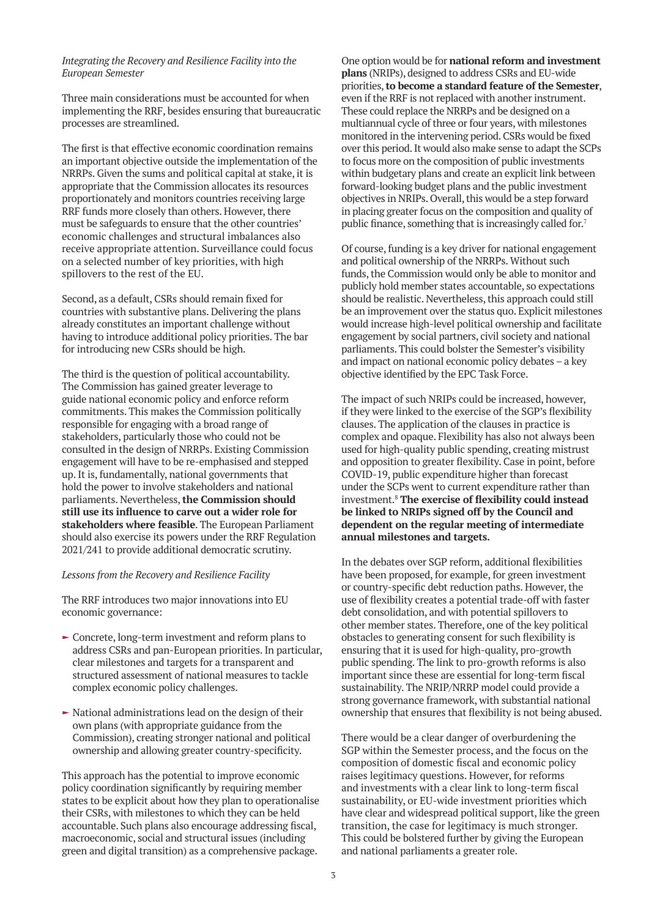*Integrating the Recovery and Resilience Facility into the European Semester*

Three main considerations must be accounted for when implementing the RRF, besides ensuring that bureaucratic processes are streamlined.

The first is that effective economic coordination remains an important objective outside the implementation of the NRRPs. Given the sums and political capital at stake, it is appropriate that the Commission allocates its resources proportionately and monitors countries receiving large RRF funds more closely than others. However, there must be safeguards to ensure that the other countries' economic challenges and structural imbalances also receive appropriate attention. Surveillance could focus on a selected number of key priorities, with high spillovers to the rest of the EU.

Second, as a default, CSRs should remain fixed for countries with substantive plans. Delivering the plans already constitutes an important challenge without having to introduce additional policy priorities. The bar for introducing new CSRs should be high.

The third is the question of political accountability. The Commission has gained greater leverage to guide national economic policy and enforce reform commitments. This makes the Commission politically responsible for engaging with a broad range of stakeholders, particularly those who could not be consulted in the design of NRRPs. Existing Commission engagement will have to be re-emphasised and stepped up. It is, fundamentally, national governments that hold the power to involve stakeholders and national parliaments. Nevertheless, **the Commission should still use its influence to carve out a wider role for stakeholders where feasible**. The European Parliament should also exercise its powers under the RRF Regulation 2021/241 to provide additional democratic scrutiny.

*Lessons from the Recovery and Resilience Facility*

The RRF introduces two major innovations into EU economic governance:

- Concrete, long-term investment and reform plans to address CSRs and pan-European priorities. In particular, clear milestones and targets for a transparent and structured assessment of national measures to tackle complex economic policy challenges.
- National administrations lead on the design of their own plans (with appropriate guidance from the Commission), creating stronger national and political ownership and allowing greater country-specificity.

This approach has the potential to improve economic policy coordination significantly by requiring member states to be explicit about how they plan to operationalise their CSRs, with milestones to which they can be held accountable. Such plans also encourage addressing fiscal, macroeconomic, social and structural issues (including green and digital transition) as a comprehensive package.

One option would be for **national reform and investment plans** (NRIPs), designed to address CSRs and EU-wide priorities, **to become a standard feature of the Semester**, even if the RRF is not replaced with another instrument. These could replace the NRRPs and be designed on a multiannual cycle of three or four years, with milestones monitored in the intervening period. CSRs would be fixed over this period. It would also make sense to adapt the SCPs to focus more on the composition of public investments within budgetary plans and create an explicit link between forward-looking budget plans and the public investment objectives in NRIPs. Overall, this would be a step forward in placing greater focus on the composition and quality of public finance, something that is increasingly called for.[7]

Of course, funding is a key driver for national engagement and political ownership of the NRRPs. Without such funds, the Commission would only be able to monitor and publicly hold member states accountable, so expectations should be realistic. Nevertheless, this approach could still be an improvement over the status quo. Explicit milestones would increase high-level political ownership and facilitate engagement by social partners, civil society and national parliaments. This could bolster the Semester's visibility and impact on national economic policy debates – a key objective identified by the EPC Task Force.

The impact of such NRIPs could be increased, however, if they were linked to the exercise of the SGP's flexibility clauses. The application of the clauses in practice is complex and opaque. Flexibility has also not always been used for high-quality public spending, creating mistrust and opposition to greater flexibility. Case in point, before COVID-19, public expenditure higher than forecast under the SCPs went to current expenditure rather than investment.[8] **The exercise of flexibility could instead be linked to NRIPs signed off by the Council and dependent on the regular meeting of intermediate annual milestones and targets.**

In the debates over SGP reform, additional flexibilities have been proposed, for example, for green investment or country-specific debt reduction paths. However, the use of flexibility creates a potential trade-off with faster debt consolidation, and with potential spillovers to other member states. Therefore, one of the key political obstacles to generating consent for such flexibility is ensuring that it is used for high-quality, pro-growth public spending. The link to pro-growth reforms is also important since these are essential for long-term fiscal sustainability. The NRIP/NRRP model could provide a strong governance framework, with substantial national ownership that ensures that flexibility is not being abused.

There would be a clear danger of overburdening the SGP within the Semester process, and the focus on the composition of domestic fiscal and economic policy raises legitimacy questions. However, for reforms and investments with a clear link to long-term fiscal sustainability, or EU-wide investment priorities which have clear and widespread political support, like the green transition, the case for legitimacy is much stronger. This could be bolstered further by giving the European and national parliaments a greater role.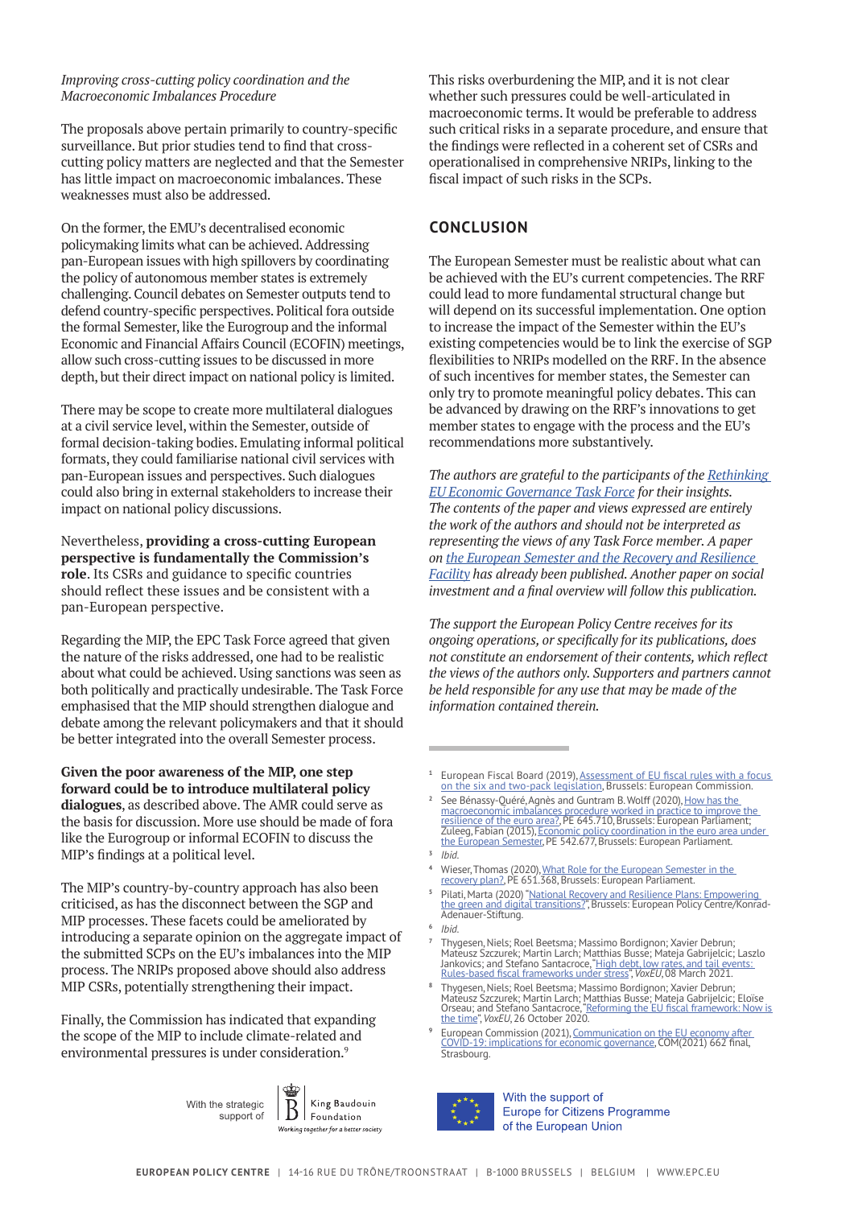*Improving cross-cutting policy coordination and the Macroeconomic Imbalances Procedure*

The proposals above pertain primarily to country-specific surveillance. But prior studies tend to find that cross-cutting policy matters are neglected and that the Semester has little impact on macroeconomic imbalances. These weaknesses must also be addressed.

On the former, the EMU's decentralised economic policymaking limits what can be achieved. Addressing pan-European issues with high spillovers by coordinating the policy of autonomous member states is extremely challenging. Council debates on Semester outputs tend to defend country-specific perspectives. Political fora outside the formal Semester, like the Eurogroup and the informal Economic and Financial Affairs Council (ECOFIN) meetings, allow such cross-cutting issues to be discussed in more depth, but their direct impact on national policy is limited.

There may be scope to create more multilateral dialogues at a civil service level, within the Semester, outside of formal decision-taking bodies. Emulating informal political formats, they could familiarise national civil services with pan-European issues and perspectives. Such dialogues could also bring in external stakeholders to increase their impact on national policy discussions.

Nevertheless, **providing a cross-cutting European perspective is fundamentally the Commission's role**. Its CSRs and guidance to specific countries should reflect these issues and be consistent with a pan-European perspective.

Regarding the MIP, the EPC Task Force agreed that given the nature of the risks addressed, one had to be realistic about what could be achieved. Using sanctions was seen as both politically and practically undesirable. The Task Force emphasised that the MIP should strengthen dialogue and debate among the relevant policymakers and that it should be better integrated into the overall Semester process.

**Given the poor awareness of the MIP, one step forward could be to introduce multilateral policy dialogues**, as described above. The AMR could serve as the basis for discussion. More use should be made of fora like the Eurogroup or informal ECOFIN to discuss the MIP's findings at a political level.

The MIP's country-by-country approach has also been criticised, as has the disconnect between the SGP and MIP processes. These facets could be ameliorated by introducing a separate opinion on the aggregate impact of the submitted SCPs on the EU's imbalances into the MIP process. The NRIPs proposed above should also address MIP CSRs, potentially strengthening their impact.

Finally, the Commission has indicated that expanding the scope of the MIP to include climate-related and environmental pressures is under consideration.[9] This risks overburdening the MIP, and it is not clear whether such pressures could be well-articulated in macroeconomic terms. It would be preferable to address such critical risks in a separate procedure, and ensure that the findings were reflected in a coherent set of CSRs and operationalised in comprehensive NRIPs, linking to the fiscal impact of such risks in the SCPs.

## CONCLUSION

The European Semester must be realistic about what can be achieved with the EU's current competencies. The RRF could lead to more fundamental structural change but will depend on its successful implementation. One option to increase the impact of the Semester within the EU's existing competencies would be to link the exercise of SGP flexibilities to NRIPs modelled on the RRF. In the absence of such incentives for member states, the Semester can only try to promote meaningful policy debates. This can be advanced by drawing on the RRF's innovations to get member states to engage with the process and the EU's recommendations more substantively.

*The authors are grateful to the participants of the Rethinking EU Economic Governance Task Force for their insights. The contents of the paper and views expressed are entirely the work of the authors and should not be interpreted as representing the views of any Task Force member. A paper on the European Semester and the Recovery and Resilience Facility has already been published. Another paper on social investment and a final overview will follow this publication.*

*The support the European Policy Centre receives for its ongoing operations, or specifically for its publications, does not constitute an endorsement of their contents, which reflect the views of the authors only. Supporters and partners cannot be held responsible for any use that may be made of the information contained therein.*

---

[1] European Fiscal Board (2019), Assessment of EU fiscal rules with a focus on the six and two-pack legislation, Brussels: European Commission.

[2] See Bénassy-Quéré, Agnès and Guntram B. Wolff (2020), How has the macroeconomic imbalances procedure worked in practice to improve the resilience of the euro area?, PE 645.710, Brussels: European Parliament; Zuleeg, Fabian (2015), Economic policy coordination in the euro area under the European Semester, PE 542.677, Brussels: European Parliament.

[3] *Ibid.*

[4] Wieser, Thomas (2020), What Role for the European Semester in the recovery plan?, PE 651.368, Brussels: European Parliament.

[5] Pilati, Marta (2020) "National Recovery and Resilience Plans: Empowering the green and digital transitions?", Brussels: European Policy Centre/Konrad-Adenauer-Stiftung.

[6] *Ibid.*

[7] Thygesen, Niels; Roel Beetsma; Massimo Bordignon; Xavier Debrun; Mateusz Szczurek; Martin Larch; Matthias Busse; Mateja Gabrijelcic; Laszlo Jankovics; and Stefano Santacroce, "High debt, low rates, and tail events: Rules-based fiscal frameworks under stress", *VoxEU*, 08 March 2021.

[8] Thygesen, Niels; Roel Beetsma; Massimo Bordignon; Xavier Debrun; Mateusz Szczurek; Martin Larch; Matthias Busse; Mateja Gabrijelcic; Eloïse Orseau; and Stefano Santacroce, "Reforming the EU fiscal framework: Now is the time", *VoxEU*, 26 October 2020.

[9] European Commission (2021), Communication on the EU economy after COVID-19: implications for economic governance, COM(2021) 662 final, Strasbourg.

With the strategic support of King Baudouin Foundation — Working together for a better society

With the support of Europe for Citizens Programme of the European Union